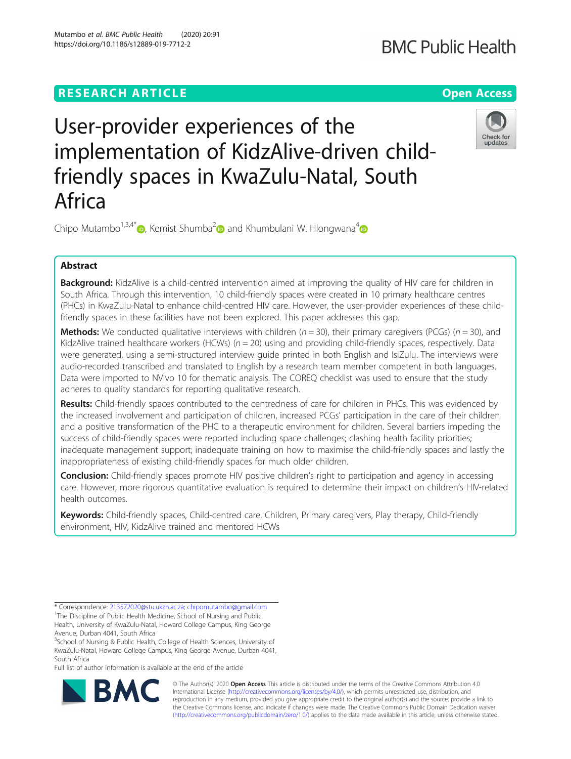RESEARCH ARTICLE

Open Access

# User-provider experiences of the implementation of KidzAlive-driven child-friendly spaces in KwaZulu-Natal, South Africa

Chipo Mutambo[1,3,4*], Kemist Shumba[2] and Khumbulani W. Hlongwana[4]

## Abstract

**Background:** KidzAlive is a child-centred intervention aimed at improving the quality of HIV care for children in South Africa. Through this intervention, 10 child-friendly spaces were created in 10 primary healthcare centres (PHCs) in KwaZulu-Natal to enhance child-centred HIV care. However, the user-provider experiences of these child-friendly spaces in these facilities have not been explored. This paper addresses this gap.

**Methods:** We conducted qualitative interviews with children ($n = 30$), their primary caregivers (PCGs) ($n = 30$), and KidzAlive trained healthcare workers (HCWs) ($n = 20$) using and providing child-friendly spaces, respectively. Data were generated, using a semi-structured interview guide printed in both English and IsiZulu. The interviews were audio-recorded transcribed and translated to English by a research team member competent in both languages. Data were imported to NVivo 10 for thematic analysis. The COREQ checklist was used to ensure that the study adheres to quality standards for reporting qualitative research.

**Results:** Child-friendly spaces contributed to the centredness of care for children in PHCs. This was evidenced by the increased involvement and participation of children, increased PCGs' participation in the care of their children and a positive transformation of the PHC to a therapeutic environment for children. Several barriers impeding the success of child-friendly spaces were reported including space challenges; clashing health facility priorities; inadequate management support; inadequate training on how to maximise the child-friendly spaces and lastly the inappropriateness of existing child-friendly spaces for much older children.

**Conclusion:** Child-friendly spaces promote HIV positive children's right to participation and agency in accessing care. However, more rigorous quantitative evaluation is required to determine their impact on children's HIV-related health outcomes.

**Keywords:** Child-friendly spaces, Child-centred care, Children, Primary caregivers, Play therapy, Child-friendly environment, HIV, KidzAlive trained and mentored HCWs

---

* Correspondence: 213572020@stu.ukzn.ac.za; chipomutambo@gmail.com
[1]The Discipline of Public Health Medicine, School of Nursing and Public Health, University of KwaZulu-Natal, Howard College Campus, King George Avenue, Durban 4041, South Africa
[3]School of Nursing & Public Health, College of Health Sciences, University of KwaZulu-Natal, Howard College Campus, King George Avenue, Durban 4041, South Africa
Full list of author information is available at the end of the article

© The Author(s). 2020 **Open Access** This article is distributed under the terms of the Creative Commons Attribution 4.0 International License (http://creativecommons.org/licenses/by/4.0/), which permits unrestricted use, distribution, and reproduction in any medium, provided you give appropriate credit to the original author(s) and the source, provide a link to the Creative Commons license, and indicate if changes were made. The Creative Commons Public Domain Dedication waiver (http://creativecommons.org/publicdomain/zero/1.0/) applies to the data made available in this article, unless otherwise stated.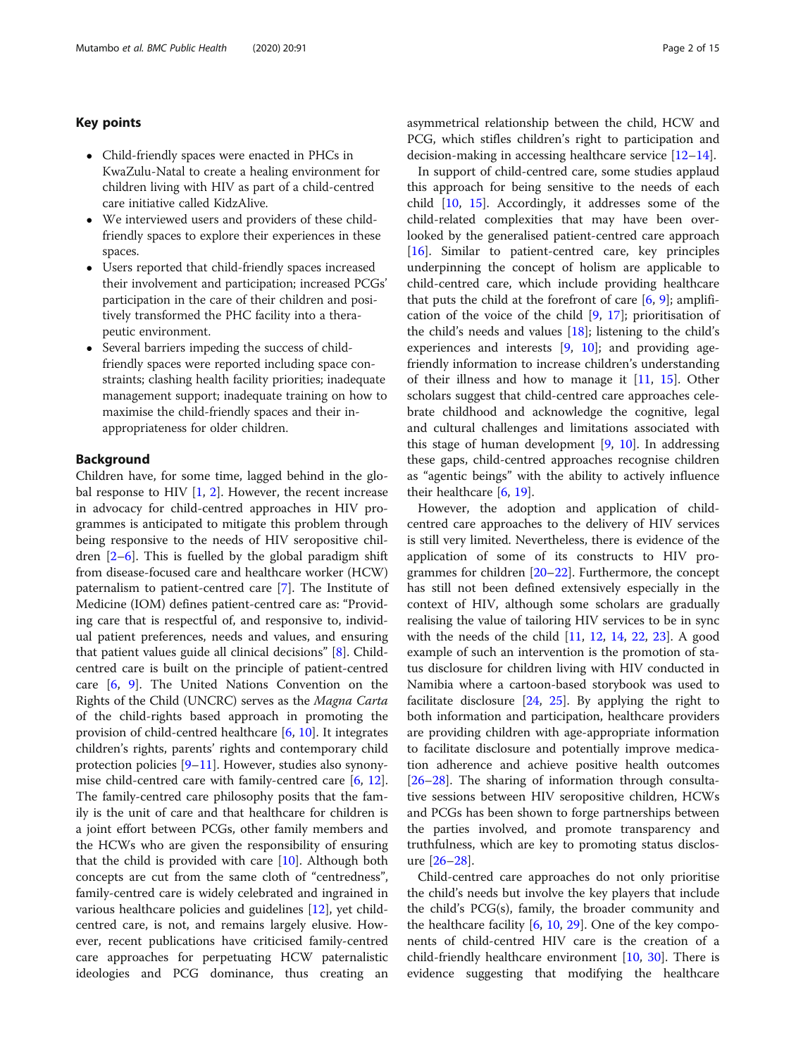## Key points

- Child-friendly spaces were enacted in PHCs in KwaZulu-Natal to create a healing environment for children living with HIV as part of a child-centred care initiative called KidzAlive.
- We interviewed users and providers of these child-friendly spaces to explore their experiences in these spaces.
- Users reported that child-friendly spaces increased their involvement and participation; increased PCGs' participation in the care of their children and positively transformed the PHC facility into a therapeutic environment.
- Several barriers impeding the success of child-friendly spaces were reported including space constraints; clashing health facility priorities; inadequate management support; inadequate training on how to maximise the child-friendly spaces and their inappropriateness for older children.

## Background

Children have, for some time, lagged behind in the global response to HIV [1, 2]. However, the recent increase in advocacy for child-centred approaches in HIV programmes is anticipated to mitigate this problem through being responsive to the needs of HIV seropositive children [2–6]. This is fuelled by the global paradigm shift from disease-focused care and healthcare worker (HCW) paternalism to patient-centred care [7]. The Institute of Medicine (IOM) defines patient-centred care as: "Providing care that is respectful of, and responsive to, individual patient preferences, needs and values, and ensuring that patient values guide all clinical decisions" [8]. Child-centred care is built on the principle of patient-centred care [6, 9]. The United Nations Convention on the Rights of the Child (UNCRC) serves as the *Magna Carta* of the child-rights based approach in promoting the provision of child-centred healthcare [6, 10]. It integrates children's rights, parents' rights and contemporary child protection policies [9–11]. However, studies also synonymise child-centred care with family-centred care [6, 12]. The family-centred care philosophy posits that the family is the unit of care and that healthcare for children is a joint effort between PCGs, other family members and the HCWs who are given the responsibility of ensuring that the child is provided with care [10]. Although both concepts are cut from the same cloth of "centredness", family-centred care is widely celebrated and ingrained in various healthcare policies and guidelines [12], yet child-centred care, is not, and remains largely elusive. However, recent publications have criticised family-centred care approaches for perpetuating HCW paternalistic ideologies and PCG dominance, thus creating an asymmetrical relationship between the child, HCW and PCG, which stifles children's right to participation and decision-making in accessing healthcare service [12–14].

In support of child-centred care, some studies applaud this approach for being sensitive to the needs of each child [10, 15]. Accordingly, it addresses some of the child-related complexities that may have been overlooked by the generalised patient-centred care approach [16]. Similar to patient-centred care, key principles underpinning the concept of holism are applicable to child-centred care, which include providing healthcare that puts the child at the forefront of care [6, 9]; amplification of the voice of the child [9, 17]; prioritisation of the child's needs and values [18]; listening to the child's experiences and interests [9, 10]; and providing age-friendly information to increase children's understanding of their illness and how to manage it [11, 15]. Other scholars suggest that child-centred care approaches celebrate childhood and acknowledge the cognitive, legal and cultural challenges and limitations associated with this stage of human development [9, 10]. In addressing these gaps, child-centred approaches recognise children as "agentic beings" with the ability to actively influence their healthcare [6, 19].

However, the adoption and application of child-centred care approaches to the delivery of HIV services is still very limited. Nevertheless, there is evidence of the application of some of its constructs to HIV programmes for children [20–22]. Furthermore, the concept has still not been defined extensively especially in the context of HIV, although some scholars are gradually realising the value of tailoring HIV services to be in sync with the needs of the child [11, 12, 14, 22, 23]. A good example of such an intervention is the promotion of status disclosure for children living with HIV conducted in Namibia where a cartoon-based storybook was used to facilitate disclosure [24, 25]. By applying the right to both information and participation, healthcare providers are providing children with age-appropriate information to facilitate disclosure and potentially improve medication adherence and achieve positive health outcomes [26–28]. The sharing of information through consultative sessions between HIV seropositive children, HCWs and PCGs has been shown to forge partnerships between the parties involved, and promote transparency and truthfulness, which are key to promoting status disclosure [26–28].

Child-centred care approaches do not only prioritise the child's needs but involve the key players that include the child's PCG(s), family, the broader community and the healthcare facility [6, 10, 29]. One of the key components of child-centred HIV care is the creation of a child-friendly healthcare environment [10, 30]. There is evidence suggesting that modifying the healthcare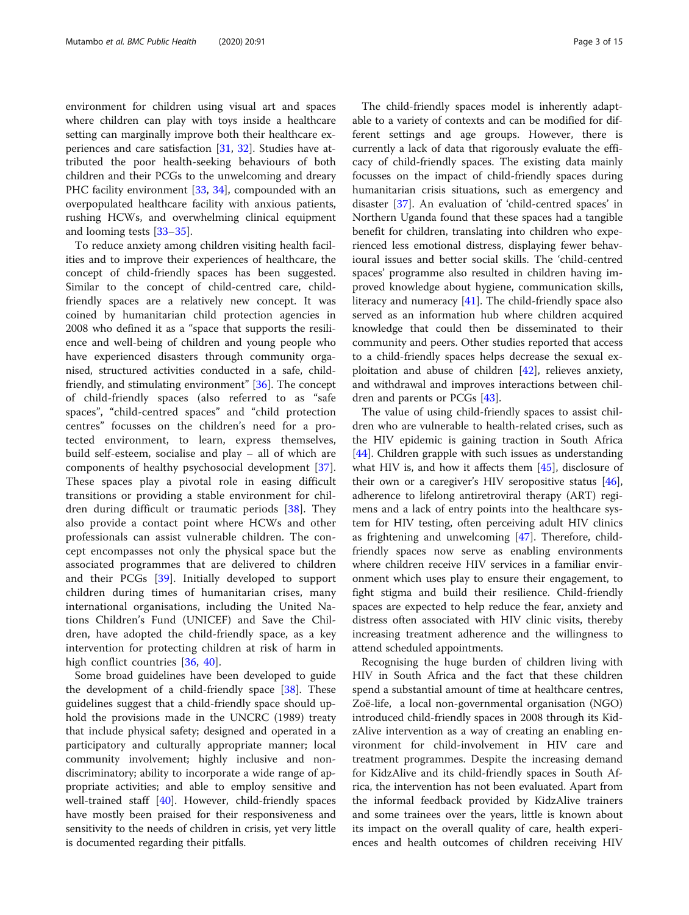environment for children using visual art and spaces where children can play with toys inside a healthcare setting can marginally improve both their healthcare experiences and care satisfaction [31, 32]. Studies have attributed the poor health-seeking behaviours of both children and their PCGs to the unwelcoming and dreary PHC facility environment [33, 34], compounded with an overpopulated healthcare facility with anxious patients, rushing HCWs, and overwhelming clinical equipment and looming tests [33–35].

To reduce anxiety among children visiting health facilities and to improve their experiences of healthcare, the concept of child-friendly spaces has been suggested. Similar to the concept of child-centred care, child-friendly spaces are a relatively new concept. It was coined by humanitarian child protection agencies in 2008 who defined it as a "space that supports the resilience and well-being of children and young people who have experienced disasters through community organised, structured activities conducted in a safe, child-friendly, and stimulating environment" [36]. The concept of child-friendly spaces (also referred to as "safe spaces", "child-centred spaces" and "child protection centres" focusses on the children's need for a protected environment, to learn, express themselves, build self-esteem, socialise and play – all of which are components of healthy psychosocial development [37]. These spaces play a pivotal role in easing difficult transitions or providing a stable environment for children during difficult or traumatic periods [38]. They also provide a contact point where HCWs and other professionals can assist vulnerable children. The concept encompasses not only the physical space but the associated programmes that are delivered to children and their PCGs [39]. Initially developed to support children during times of humanitarian crises, many international organisations, including the United Nations Children's Fund (UNICEF) and Save the Children, have adopted the child-friendly space, as a key intervention for protecting children at risk of harm in high conflict countries [36, 40].

Some broad guidelines have been developed to guide the development of a child-friendly space [38]. These guidelines suggest that a child-friendly space should uphold the provisions made in the UNCRC (1989) treaty that include physical safety; designed and operated in a participatory and culturally appropriate manner; local community involvement; highly inclusive and non-discriminatory; ability to incorporate a wide range of appropriate activities; and able to employ sensitive and well-trained staff [40]. However, child-friendly spaces have mostly been praised for their responsiveness and sensitivity to the needs of children in crisis, yet very little is documented regarding their pitfalls.

The child-friendly spaces model is inherently adaptable to a variety of contexts and can be modified for different settings and age groups. However, there is currently a lack of data that rigorously evaluate the efficacy of child-friendly spaces. The existing data mainly focusses on the impact of child-friendly spaces during humanitarian crisis situations, such as emergency and disaster [37]. An evaluation of 'child-centred spaces' in Northern Uganda found that these spaces had a tangible benefit for children, translating into children who experienced less emotional distress, displaying fewer behavioural issues and better social skills. The 'child-centred spaces' programme also resulted in children having improved knowledge about hygiene, communication skills, literacy and numeracy [41]. The child-friendly space also served as an information hub where children acquired knowledge that could then be disseminated to their community and peers. Other studies reported that access to a child-friendly spaces helps decrease the sexual exploitation and abuse of children [42], relieves anxiety, and withdrawal and improves interactions between children and parents or PCGs [43].

The value of using child-friendly spaces to assist children who are vulnerable to health-related crises, such as the HIV epidemic is gaining traction in South Africa [44]. Children grapple with such issues as understanding what HIV is, and how it affects them [45], disclosure of their own or a caregiver's HIV seropositive status [46], adherence to lifelong antiretroviral therapy (ART) regimens and a lack of entry points into the healthcare system for HIV testing, often perceiving adult HIV clinics as frightening and unwelcoming [47]. Therefore, child-friendly spaces now serve as enabling environments where children receive HIV services in a familiar environment which uses play to ensure their engagement, to fight stigma and build their resilience. Child-friendly spaces are expected to help reduce the fear, anxiety and distress often associated with HIV clinic visits, thereby increasing treatment adherence and the willingness to attend scheduled appointments.

Recognising the huge burden of children living with HIV in South Africa and the fact that these children spend a substantial amount of time at healthcare centres, Zoë-life, a local non-governmental organisation (NGO) introduced child-friendly spaces in 2008 through its KidzAlive intervention as a way of creating an enabling environment for child-involvement in HIV care and treatment programmes. Despite the increasing demand for KidzAlive and its child-friendly spaces in South Africa, the intervention has not been evaluated. Apart from the informal feedback provided by KidzAlive trainers and some trainees over the years, little is known about its impact on the overall quality of care, health experiences and health outcomes of children receiving HIV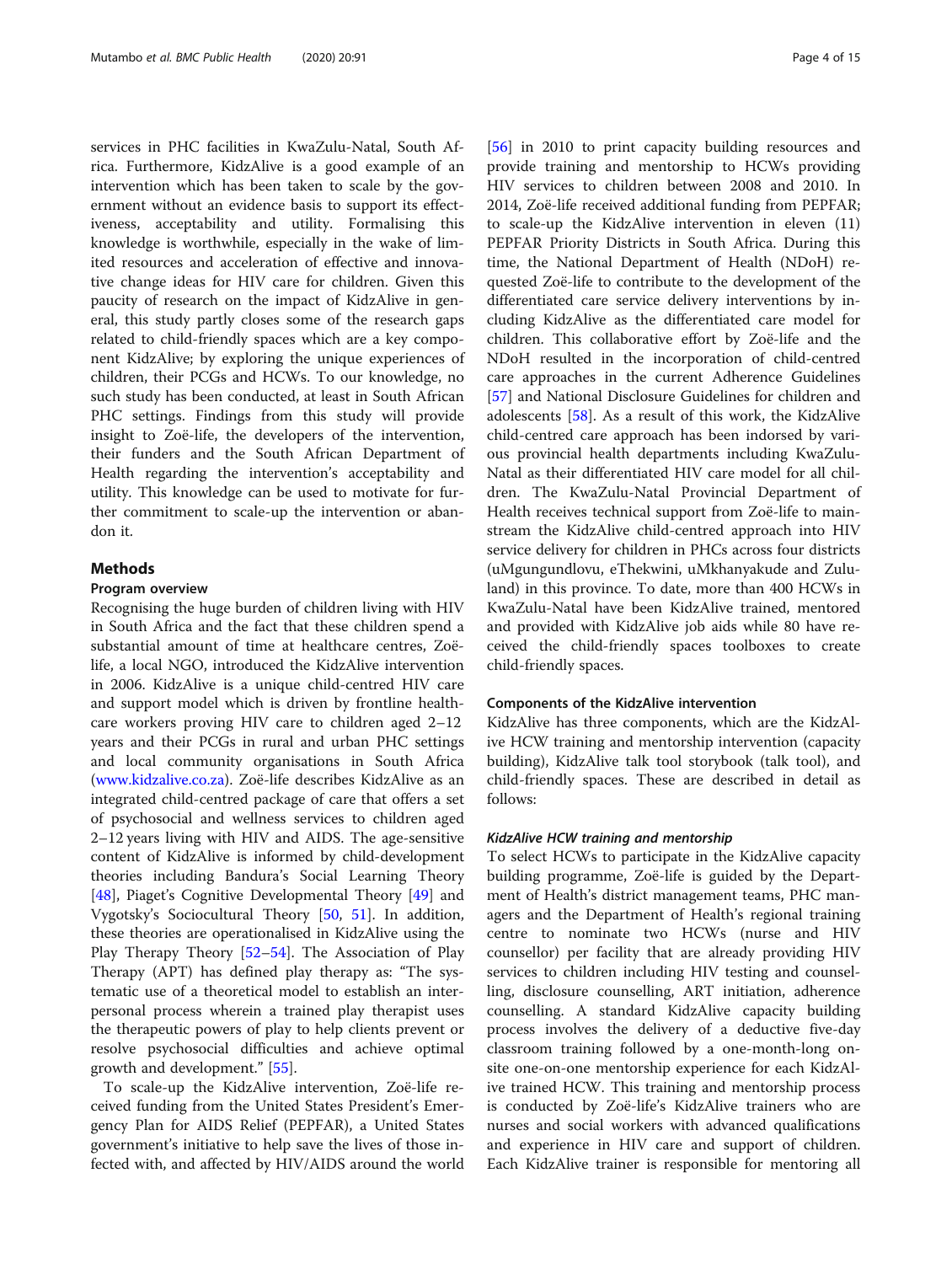services in PHC facilities in KwaZulu-Natal, South Africa. Furthermore, KidzAlive is a good example of an intervention which has been taken to scale by the government without an evidence basis to support its effectiveness, acceptability and utility. Formalising this knowledge is worthwhile, especially in the wake of limited resources and acceleration of effective and innovative change ideas for HIV care for children. Given this paucity of research on the impact of KidzAlive in general, this study partly closes some of the research gaps related to child-friendly spaces which are a key component KidzAlive; by exploring the unique experiences of children, their PCGs and HCWs. To our knowledge, no such study has been conducted, at least in South African PHC settings. Findings from this study will provide insight to Zoë-life, the developers of the intervention, their funders and the South African Department of Health regarding the intervention's acceptability and utility. This knowledge can be used to motivate for further commitment to scale-up the intervention or abandon it.

## Methods

### Program overview

Recognising the huge burden of children living with HIV in South Africa and the fact that these children spend a substantial amount of time at healthcare centres, Zoë-life, a local NGO, introduced the KidzAlive intervention in 2006. KidzAlive is a unique child-centred HIV care and support model which is driven by frontline healthcare workers proving HIV care to children aged 2–12 years and their PCGs in rural and urban PHC settings and local community organisations in South Africa (www.kidzalive.co.za). Zoë-life describes KidzAlive as an integrated child-centred package of care that offers a set of psychosocial and wellness services to children aged 2–12 years living with HIV and AIDS. The age-sensitive content of KidzAlive is informed by child-development theories including Bandura's Social Learning Theory [48], Piaget's Cognitive Developmental Theory [49] and Vygotsky's Sociocultural Theory [50, 51]. In addition, these theories are operationalised in KidzAlive using the Play Therapy Theory [52–54]. The Association of Play Therapy (APT) has defined play therapy as: "The systematic use of a theoretical model to establish an interpersonal process wherein a trained play therapist uses the therapeutic powers of play to help clients prevent or resolve psychosocial difficulties and achieve optimal growth and development." [55].

To scale-up the KidzAlive intervention, Zoë-life received funding from the United States President's Emergency Plan for AIDS Relief (PEPFAR), a United States government's initiative to help save the lives of those infected with, and affected by HIV/AIDS around the world [56] in 2010 to print capacity building resources and provide training and mentorship to HCWs providing HIV services to children between 2008 and 2010. In 2014, Zoë-life received additional funding from PEPFAR; to scale-up the KidzAlive intervention in eleven (11) PEPFAR Priority Districts in South Africa. During this time, the National Department of Health (NDoH) requested Zoë-life to contribute to the development of the differentiated care service delivery interventions by including KidzAlive as the differentiated care model for children. This collaborative effort by Zoë-life and the NDoH resulted in the incorporation of child-centred care approaches in the current Adherence Guidelines [57] and National Disclosure Guidelines for children and adolescents [58]. As a result of this work, the KidzAlive child-centred care approach has been indorsed by various provincial health departments including KwaZulu-Natal as their differentiated HIV care model for all children. The KwaZulu-Natal Provincial Department of Health receives technical support from Zoë-life to mainstream the KidzAlive child-centred approach into HIV service delivery for children in PHCs across four districts (uMgungundlovu, eThekwini, uMkhanyakude and Zululand) in this province. To date, more than 400 HCWs in KwaZulu-Natal have been KidzAlive trained, mentored and provided with KidzAlive job aids while 80 have received the child-friendly spaces toolboxes to create child-friendly spaces.

### Components of the KidzAlive intervention

KidzAlive has three components, which are the KidzAlive HCW training and mentorship intervention (capacity building), KidzAlive talk tool storybook (talk tool), and child-friendly spaces. These are described in detail as follows:

#### *KidzAlive HCW training and mentorship*

To select HCWs to participate in the KidzAlive capacity building programme, Zoë-life is guided by the Department of Health's district management teams, PHC managers and the Department of Health's regional training centre to nominate two HCWs (nurse and HIV counsellor) per facility that are already providing HIV services to children including HIV testing and counselling, disclosure counselling, ART initiation, adherence counselling. A standard KidzAlive capacity building process involves the delivery of a deductive five-day classroom training followed by a one-month-long on-site one-on-one mentorship experience for each KidzAlive trained HCW. This training and mentorship process is conducted by Zoë-life's KidzAlive trainers who are nurses and social workers with advanced qualifications and experience in HIV care and support of children. Each KidzAlive trainer is responsible for mentoring all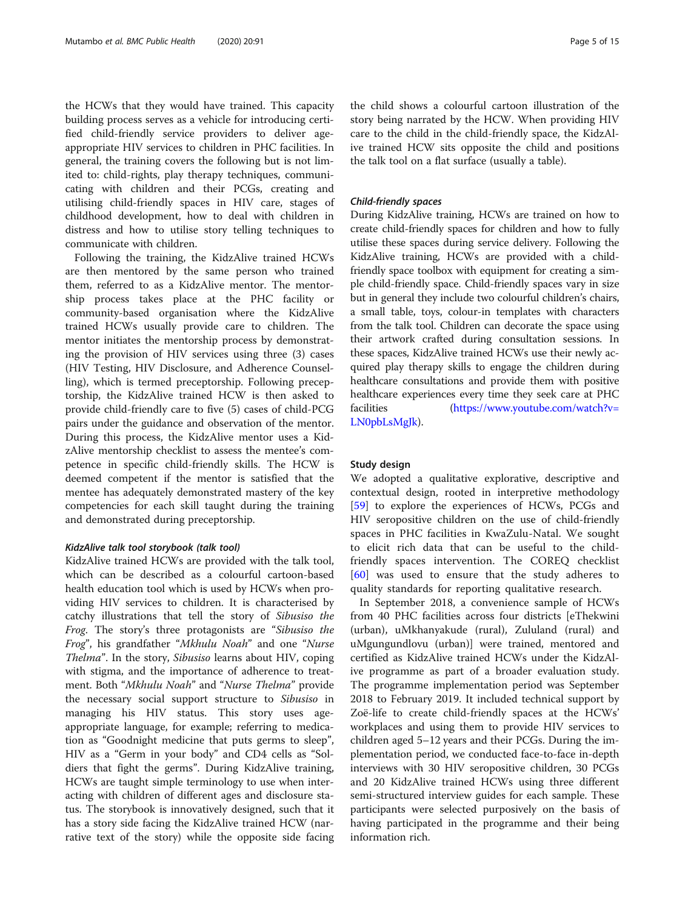the HCWs that they would have trained. This capacity building process serves as a vehicle for introducing certified child-friendly service providers to deliver age-appropriate HIV services to children in PHC facilities. In general, the training covers the following but is not limited to: child-rights, play therapy techniques, communicating with children and their PCGs, creating and utilising child-friendly spaces in HIV care, stages of childhood development, how to deal with children in distress and how to utilise story telling techniques to communicate with children.

Following the training, the KidzAlive trained HCWs are then mentored by the same person who trained them, referred to as a KidzAlive mentor. The mentorship process takes place at the PHC facility or community-based organisation where the KidzAlive trained HCWs usually provide care to children. The mentor initiates the mentorship process by demonstrating the provision of HIV services using three (3) cases (HIV Testing, HIV Disclosure, and Adherence Counselling), which is termed preceptorship. Following preceptorship, the KidzAlive trained HCW is then asked to provide child-friendly care to five (5) cases of child-PCG pairs under the guidance and observation of the mentor. During this process, the KidzAlive mentor uses a KidzAlive mentorship checklist to assess the mentee's competence in specific child-friendly skills. The HCW is deemed competent if the mentor is satisfied that the mentee has adequately demonstrated mastery of the key competencies for each skill taught during the training and demonstrated during preceptorship.

#### *KidzAlive talk tool storybook (talk tool)*

KidzAlive trained HCWs are provided with the talk tool, which can be described as a colourful cartoon-based health education tool which is used by HCWs when providing HIV services to children. It is characterised by catchy illustrations that tell the story of *Sibusiso the Frog*. The story's three protagonists are "*Sibusiso the Frog*", his grandfather "*Mkhulu Noah*" and one "*Nurse Thelma*". In the story, *Sibusiso* learns about HIV, coping with stigma, and the importance of adherence to treatment. Both "*Mkhulu Noah*" and "*Nurse Thelma*" provide the necessary social support structure to *Sibusiso* in managing his HIV status. This story uses age-appropriate language, for example; referring to medication as "Goodnight medicine that puts germs to sleep", HIV as a "Germ in your body" and CD4 cells as "Soldiers that fight the germs". During KidzAlive training, HCWs are taught simple terminology to use when interacting with children of different ages and disclosure status. The storybook is innovatively designed, such that it has a story side facing the KidzAlive trained HCW (narrative text of the story) while the opposite side facing the child shows a colourful cartoon illustration of the story being narrated by the HCW. When providing HIV care to the child in the child-friendly space, the KidzAlive trained HCW sits opposite the child and positions the talk tool on a flat surface (usually a table).

#### *Child-friendly spaces*

During KidzAlive training, HCWs are trained on how to create child-friendly spaces for children and how to fully utilise these spaces during service delivery. Following the KidzAlive training, HCWs are provided with a child-friendly space toolbox with equipment for creating a simple child-friendly space. Child-friendly spaces vary in size but in general they include two colourful children's chairs, a small table, toys, colour-in templates with characters from the talk tool. Children can decorate the space using their artwork crafted during consultation sessions. In these spaces, KidzAlive trained HCWs use their newly acquired play therapy skills to engage the children during healthcare consultations and provide them with positive healthcare experiences every time they seek care at PHC facilities (https://www.youtube.com/watch?v=LN0pbLsMgJk).

### Study design

We adopted a qualitative explorative, descriptive and contextual design, rooted in interpretive methodology [59] to explore the experiences of HCWs, PCGs and HIV seropositive children on the use of child-friendly spaces in PHC facilities in KwaZulu-Natal. We sought to elicit rich data that can be useful to the child-friendly spaces intervention. The COREQ checklist [60] was used to ensure that the study adheres to quality standards for reporting qualitative research.

In September 2018, a convenience sample of HCWs from 40 PHC facilities across four districts [eThekwini (urban), uMkhanyakude (rural), Zululand (rural) and uMgungundlovu (urban)] were trained, mentored and certified as KidzAlive trained HCWs under the KidzAlive programme as part of a broader evaluation study. The programme implementation period was September 2018 to February 2019. It included technical support by Zoë-life to create child-friendly spaces at the HCWs' workplaces and using them to provide HIV services to children aged 5–12 years and their PCGs. During the implementation period, we conducted face-to-face in-depth interviews with 30 HIV seropositive children, 30 PCGs and 20 KidzAlive trained HCWs using three different semi-structured interview guides for each sample. These participants were selected purposively on the basis of having participated in the programme and their being information rich.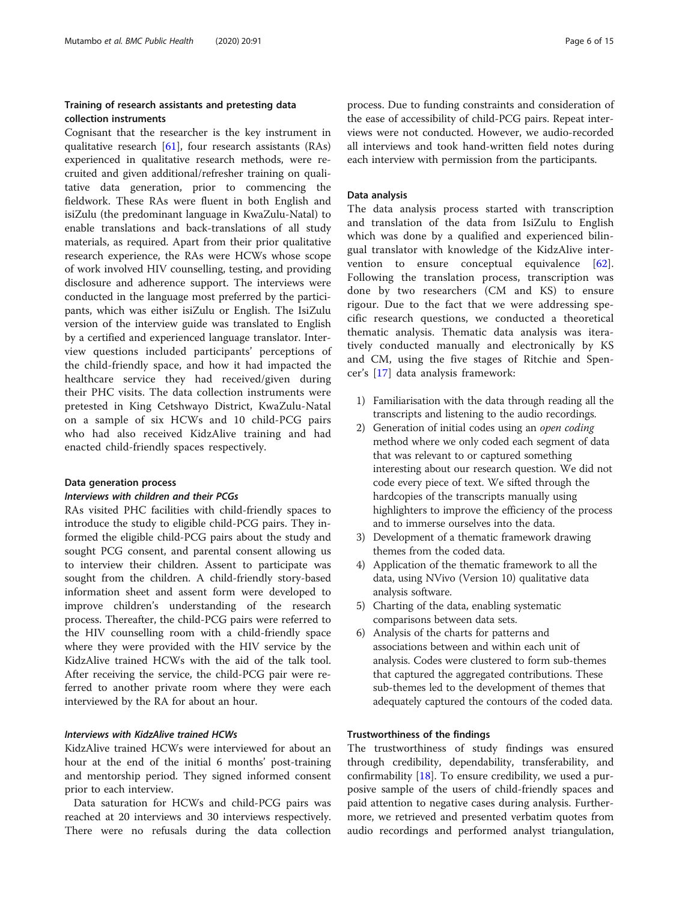### Training of research assistants and pretesting data collection instruments

Cognisant that the researcher is the key instrument in qualitative research [61], four research assistants (RAs) experienced in qualitative research methods, were recruited and given additional/refresher training on qualitative data generation, prior to commencing the fieldwork. These RAs were fluent in both English and isiZulu (the predominant language in KwaZulu-Natal) to enable translations and back-translations of all study materials, as required. Apart from their prior qualitative research experience, the RAs were HCWs whose scope of work involved HIV counselling, testing, and providing disclosure and adherence support. The interviews were conducted in the language most preferred by the participants, which was either isiZulu or English. The IsiZulu version of the interview guide was translated to English by a certified and experienced language translator. Interview questions included participants' perceptions of the child-friendly space, and how it had impacted the healthcare service they had received/given during their PHC visits. The data collection instruments were pretested in King Cetshwayo District, KwaZulu-Natal on a sample of six HCWs and 10 child-PCG pairs who had also received KidzAlive training and had enacted child-friendly spaces respectively.

### Data generation process

#### *Interviews with children and their PCGs*

RAs visited PHC facilities with child-friendly spaces to introduce the study to eligible child-PCG pairs. They informed the eligible child-PCG pairs about the study and sought PCG consent, and parental consent allowing us to interview their children. Assent to participate was sought from the children. A child-friendly story-based information sheet and assent form were developed to improve children's understanding of the research process. Thereafter, the child-PCG pairs were referred to the HIV counselling room with a child-friendly space where they were provided with the HIV service by the KidzAlive trained HCWs with the aid of the talk tool. After receiving the service, the child-PCG pair were referred to another private room where they were each interviewed by the RA for about an hour.

#### *Interviews with KidzAlive trained HCWs*

KidzAlive trained HCWs were interviewed for about an hour at the end of the initial 6 months' post-training and mentorship period. They signed informed consent prior to each interview.

Data saturation for HCWs and child-PCG pairs was reached at 20 interviews and 30 interviews respectively. There were no refusals during the data collection process. Due to funding constraints and consideration of the ease of accessibility of child-PCG pairs. Repeat interviews were not conducted. However, we audio-recorded all interviews and took hand-written field notes during each interview with permission from the participants.

### Data analysis

The data analysis process started with transcription and translation of the data from IsiZulu to English which was done by a qualified and experienced bilingual translator with knowledge of the KidzAlive intervention to ensure conceptual equivalence [62]. Following the translation process, transcription was done by two researchers (CM and KS) to ensure rigour. Due to the fact that we were addressing specific research questions, we conducted a theoretical thematic analysis. Thematic data analysis was iteratively conducted manually and electronically by KS and CM, using the five stages of Ritchie and Spencer's [17] data analysis framework:

1) Familiarisation with the data through reading all the transcripts and listening to the audio recordings.
2) Generation of initial codes using an *open coding* method where we only coded each segment of data that was relevant to or captured something interesting about our research question. We did not code every piece of text. We sifted through the hardcopies of the transcripts manually using highlighters to improve the efficiency of the process and to immerse ourselves into the data.
3) Development of a thematic framework drawing themes from the coded data.
4) Application of the thematic framework to all the data, using NVivo (Version 10) qualitative data analysis software.
5) Charting of the data, enabling systematic comparisons between data sets.
6) Analysis of the charts for patterns and associations between and within each unit of analysis. Codes were clustered to form sub-themes that captured the aggregated contributions. These sub-themes led to the development of themes that adequately captured the contours of the coded data.

### Trustworthiness of the findings

The trustworthiness of study findings was ensured through credibility, dependability, transferability, and confirmability [18]. To ensure credibility, we used a purposive sample of the users of child-friendly spaces and paid attention to negative cases during analysis. Furthermore, we retrieved and presented verbatim quotes from audio recordings and performed analyst triangulation,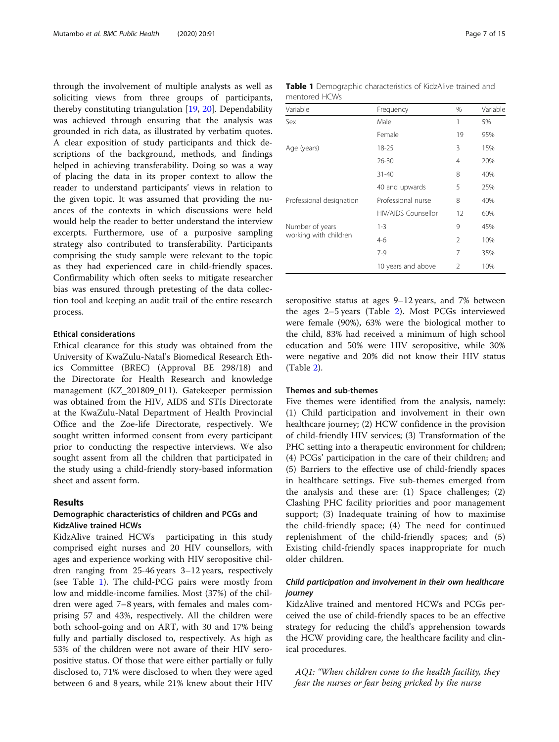through the involvement of multiple analysts as well as soliciting views from three groups of participants, thereby constituting triangulation [19, 20]. Dependability was achieved through ensuring that the analysis was grounded in rich data, as illustrated by verbatim quotes. A clear exposition of study participants and thick descriptions of the background, methods, and findings helped in achieving transferability. Doing so was a way of placing the data in its proper context to allow the reader to understand participants' views in relation to the given topic. It was assumed that providing the nuances of the contexts in which discussions were held would help the reader to better understand the interview excerpts. Furthermore, use of a purposive sampling strategy also contributed to transferability. Participants comprising the study sample were relevant to the topic as they had experienced care in child-friendly spaces. Confirmability which often seeks to mitigate researcher bias was ensured through pretesting of the data collection tool and keeping an audit trail of the entire research process.

### Ethical considerations

Ethical clearance for this study was obtained from the University of KwaZulu-Natal's Biomedical Research Ethics Committee (BREC) (Approval BE 298/18) and the Directorate for Health Research and knowledge management (KZ_201809_011). Gatekeeper permission was obtained from the HIV, AIDS and STIs Directorate at the KwaZulu-Natal Department of Health Provincial Office and the Zoe-life Directorate, respectively. We sought written informed consent from every participant prior to conducting the respective interviews. We also sought assent from all the children that participated in the study using a child-friendly story-based information sheet and assent form.

## Results

### Demographic characteristics of children and PCGs and KidzAlive trained HCWs

KidzAlive trained HCWs participating in this study comprised eight nurses and 20 HIV counsellors, with ages and experience working with HIV seropositive children ranging from 25-46 years 3–12 years, respectively (see Table 1). The child-PCG pairs were mostly from low and middle-income families. Most (37%) of the children were aged 7–8 years, with females and males comprising 57 and 43%, respectively. All the children were both school-going and on ART, with 30 and 17% being fully and partially disclosed to, respectively. As high as 53% of the children were not aware of their HIV seropositive status. Of those that were either partially or fully disclosed to, 71% were disclosed to when they were aged between 6 and 8 years, while 21% knew about their HIV seropositive status at ages 9–12 years, and 7% between the ages 2–5 years (Table 2). Most PCGs interviewed were female (90%), 63% were the biological mother to the child, 83% had received a minimum of high school education and 50% were HIV seropositive, while 30% were negative and 20% did not know their HIV status (Table 2).

**Table 1** Demographic characteristics of KidzAlive trained and mentored HCWs

| Variable | Frequency | % | Variable |
|---|---|---|---|
| Sex | Male | 1 | 5% |
| | Female | 19 | 95% |
| Age (years) | 18-25 | 3 | 15% |
| | 26-30 | 4 | 20% |
| | 31-40 | 8 | 40% |
| | 40 and upwards | 5 | 25% |
| Professional designation | Professional nurse | 8 | 40% |
| | HIV/AIDS Counsellor | 12 | 60% |
| Number of years working with children | 1-3 | 9 | 45% |
| | 4-6 | 2 | 10% |
| | 7-9 | 7 | 35% |
| | 10 years and above | 2 | 10% |

### Themes and sub-themes

Five themes were identified from the analysis, namely: (1) Child participation and involvement in their own healthcare journey; (2) HCW confidence in the provision of child-friendly HIV services; (3) Transformation of the PHC setting into a therapeutic environment for children; (4) PCGs' participation in the care of their children; and (5) Barriers to the effective use of child-friendly spaces in healthcare settings. Five sub-themes emerged from the analysis and these are: (1) Space challenges; (2) Clashing PHC facility priorities and poor management support; (3) Inadequate training of how to maximise the child-friendly space; (4) The need for continued replenishment of the child-friendly spaces; and (5) Existing child-friendly spaces inappropriate for much older children.

#### *Child participation and involvement in their own healthcare journey*

KidzAlive trained and mentored HCWs and PCGs perceived the use of child-friendly spaces to be an effective strategy for reducing the child's apprehension towards the HCW providing care, the healthcare facility and clinical procedures.

*AQ1: "When children come to the health facility, they fear the nurses or fear being pricked by the nurse*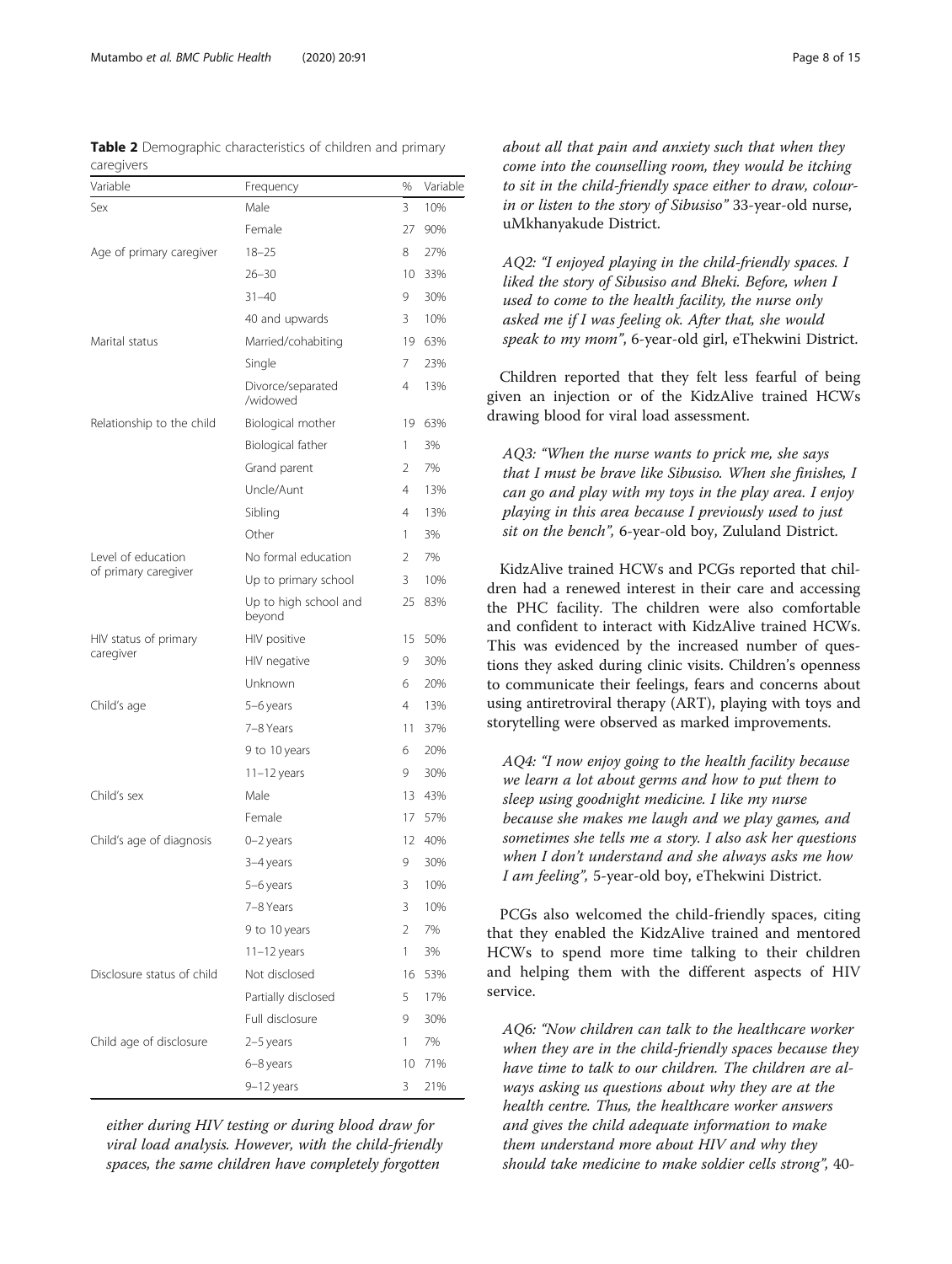**Table 2** Demographic characteristics of children and primary caregivers

| Variable | Frequency | % | Variable |
|---|---|---|---|
| Sex | Male | 3 | 10% |
| | Female | 27 | 90% |
| Age of primary caregiver | 18–25 | 8 | 27% |
| | 26–30 | 10 | 33% |
| | 31–40 | 9 | 30% |
| | 40 and upwards | 3 | 10% |
| Marital status | Married/cohabiting | 19 | 63% |
| | Single | 7 | 23% |
| | Divorce/separated /widowed | 4 | 13% |
| Relationship to the child | Biological mother | 19 | 63% |
| | Biological father | 1 | 3% |
| | Grand parent | 2 | 7% |
| | Uncle/Aunt | 4 | 13% |
| | Sibling | 4 | 13% |
| | Other | 1 | 3% |
| Level of education of primary caregiver | No formal education | 2 | 7% |
| | Up to primary school | 3 | 10% |
| | Up to high school and beyond | 25 | 83% |
| HIV status of primary caregiver | HIV positive | 15 | 50% |
| | HIV negative | 9 | 30% |
| | Unknown | 6 | 20% |
| Child's age | 5–6 years | 4 | 13% |
| | 7–8 Years | 11 | 37% |
| | 9 to 10 years | 6 | 20% |
| | 11–12 years | 9 | 30% |
| Child's sex | Male | 13 | 43% |
| | Female | 17 | 57% |
| Child's age of diagnosis | 0–2 years | 12 | 40% |
| | 3–4 years | 9 | 30% |
| | 5–6 years | 3 | 10% |
| | 7–8 Years | 3 | 10% |
| | 9 to 10 years | 2 | 7% |
| | 11–12 years | 1 | 3% |
| Disclosure status of child | Not disclosed | 16 | 53% |
| | Partially disclosed | 5 | 17% |
| | Full disclosure | 9 | 30% |
| Child age of disclosure | 2–5 years | 1 | 7% |
| | 6–8 years | 10 | 71% |
| | 9–12 years | 3 | 21% |

*either during HIV testing or during blood draw for viral load analysis. However, with the child-friendly spaces, the same children have completely forgotten about all that pain and anxiety such that when they come into the counselling room, they would be itching to sit in the child-friendly space either to draw, colour-in or listen to the story of Sibusiso"* 33-year-old nurse, uMkhanyakude District.

*AQ2: "I enjoyed playing in the child-friendly spaces. I liked the story of Sibusiso and Bheki. Before, when I used to come to the health facility, the nurse only asked me if I was feeling ok. After that, she would speak to my mom"*, 6-year-old girl, eThekwini District.

Children reported that they felt less fearful of being given an injection or of the KidzAlive trained HCWs drawing blood for viral load assessment.

*AQ3: "When the nurse wants to prick me, she says that I must be brave like Sibusiso. When she finishes, I can go and play with my toys in the play area. I enjoy playing in this area because I previously used to just sit on the bench"*, 6-year-old boy, Zululand District.

KidzAlive trained HCWs and PCGs reported that children had a renewed interest in their care and accessing the PHC facility. The children were also comfortable and confident to interact with KidzAlive trained HCWs. This was evidenced by the increased number of questions they asked during clinic visits. Children's openness to communicate their feelings, fears and concerns about using antiretroviral therapy (ART), playing with toys and storytelling were observed as marked improvements.

*AQ4: "I now enjoy going to the health facility because we learn a lot about germs and how to put them to sleep using goodnight medicine. I like my nurse because she makes me laugh and we play games, and sometimes she tells me a story. I also ask her questions when I don't understand and she always asks me how I am feeling"*, 5-year-old boy, eThekwini District.

PCGs also welcomed the child-friendly spaces, citing that they enabled the KidzAlive trained and mentored HCWs to spend more time talking to their children and helping them with the different aspects of HIV service.

*AQ6: "Now children can talk to the healthcare worker when they are in the child-friendly spaces because they have time to talk to our children. The children are always asking us questions about why they are at the health centre. Thus, the healthcare worker answers and gives the child adequate information to make them understand more about HIV and why they should take medicine to make soldier cells strong"*, 40-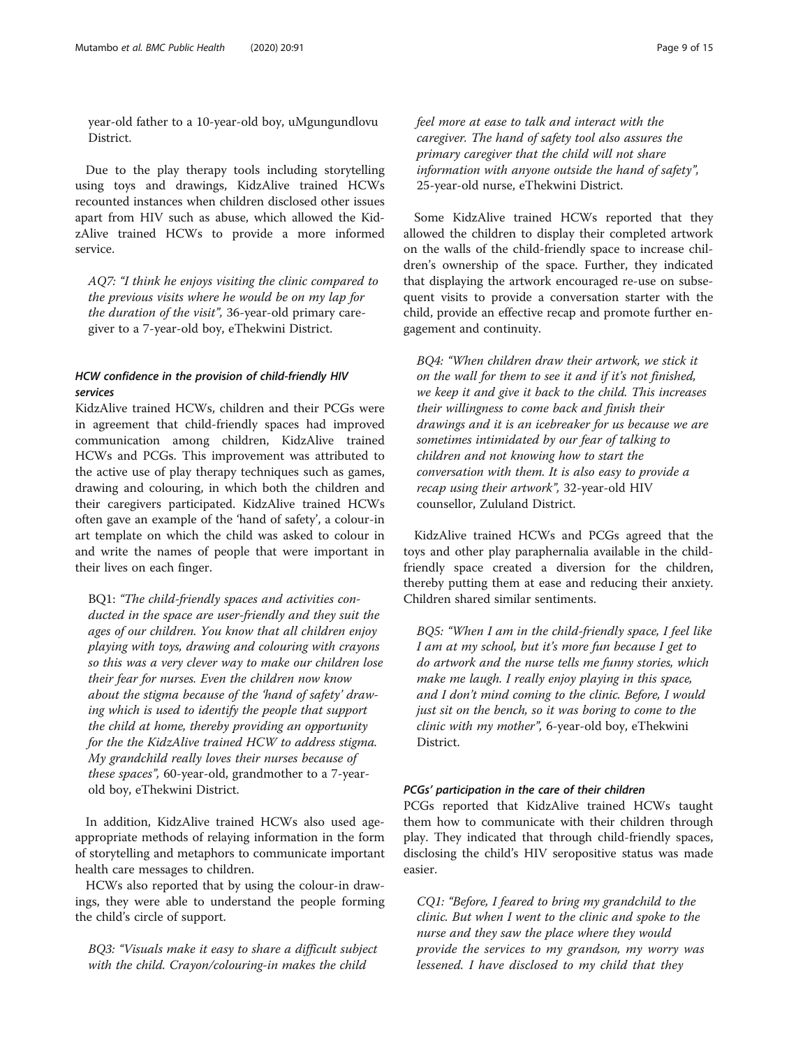year-old father to a 10-year-old boy, uMgungundlovu District.

Due to the play therapy tools including storytelling using toys and drawings, KidzAlive trained HCWs recounted instances when children disclosed other issues apart from HIV such as abuse, which allowed the KidzAlive trained HCWs to provide a more informed service.

> *AQ7: "I think he enjoys visiting the clinic compared to the previous visits where he would be on my lap for the duration of the visit",* 36-year-old primary caregiver to a 7-year-old boy, eThekwini District.

#### HCW confidence in the provision of child-friendly HIV services

KidzAlive trained HCWs, children and their PCGs were in agreement that child-friendly spaces had improved communication among children, KidzAlive trained HCWs and PCGs. This improvement was attributed to the active use of play therapy techniques such as games, drawing and colouring, in which both the children and their caregivers participated. KidzAlive trained HCWs often gave an example of the 'hand of safety', a colour-in art template on which the child was asked to colour in and write the names of people that were important in their lives on each finger.

> BQ1: *"The child-friendly spaces and activities conducted in the space are user-friendly and they suit the ages of our children. You know that all children enjoy playing with toys, drawing and colouring with crayons so this was a very clever way to make our children lose their fear for nurses. Even the children now know about the stigma because of the 'hand of safety' drawing which is used to identify the people that support the child at home, thereby providing an opportunity for the the KidzAlive trained HCW to address stigma. My grandchild really loves their nurses because of these spaces",* 60-year-old, grandmother to a 7-year-old boy, eThekwini District.

In addition, KidzAlive trained HCWs also used age-appropriate methods of relaying information in the form of storytelling and metaphors to communicate important health care messages to children.

HCWs also reported that by using the colour-in drawings, they were able to understand the people forming the child's circle of support.

> *BQ3: "Visuals make it easy to share a difficult subject with the child. Crayon/colouring-in makes the child feel more at ease to talk and interact with the caregiver. The hand of safety tool also assures the primary caregiver that the child will not share information with anyone outside the hand of safety",* 25-year-old nurse, eThekwini District.

Some KidzAlive trained HCWs reported that they allowed the children to display their completed artwork on the walls of the child-friendly space to increase children's ownership of the space. Further, they indicated that displaying the artwork encouraged re-use on subsequent visits to provide a conversation starter with the child, provide an effective recap and promote further engagement and continuity.

> *BQ4: "When children draw their artwork, we stick it on the wall for them to see it and if it's not finished, we keep it and give it back to the child. This increases their willingness to come back and finish their drawings and it is an icebreaker for us because we are sometimes intimidated by our fear of talking to children and not knowing how to start the conversation with them. It is also easy to provide a recap using their artwork",* 32-year-old HIV counsellor, Zululand District.

KidzAlive trained HCWs and PCGs agreed that the toys and other play paraphernalia available in the child-friendly space created a diversion for the children, thereby putting them at ease and reducing their anxiety. Children shared similar sentiments.

> *BQ5: "When I am in the child-friendly space, I feel like I am at my school, but it's more fun because I get to do artwork and the nurse tells me funny stories, which make me laugh. I really enjoy playing in this space, and I don't mind coming to the clinic. Before, I would just sit on the bench, so it was boring to come to the clinic with my mother",* 6-year-old boy, eThekwini District.

#### PCGs' participation in the care of their children

PCGs reported that KidzAlive trained HCWs taught them how to communicate with their children through play. They indicated that through child-friendly spaces, disclosing the child's HIV seropositive status was made easier.

> *CQ1: "Before, I feared to bring my grandchild to the clinic. But when I went to the clinic and spoke to the nurse and they saw the place where they would provide the services to my grandson, my worry was lessened. I have disclosed to my child that they*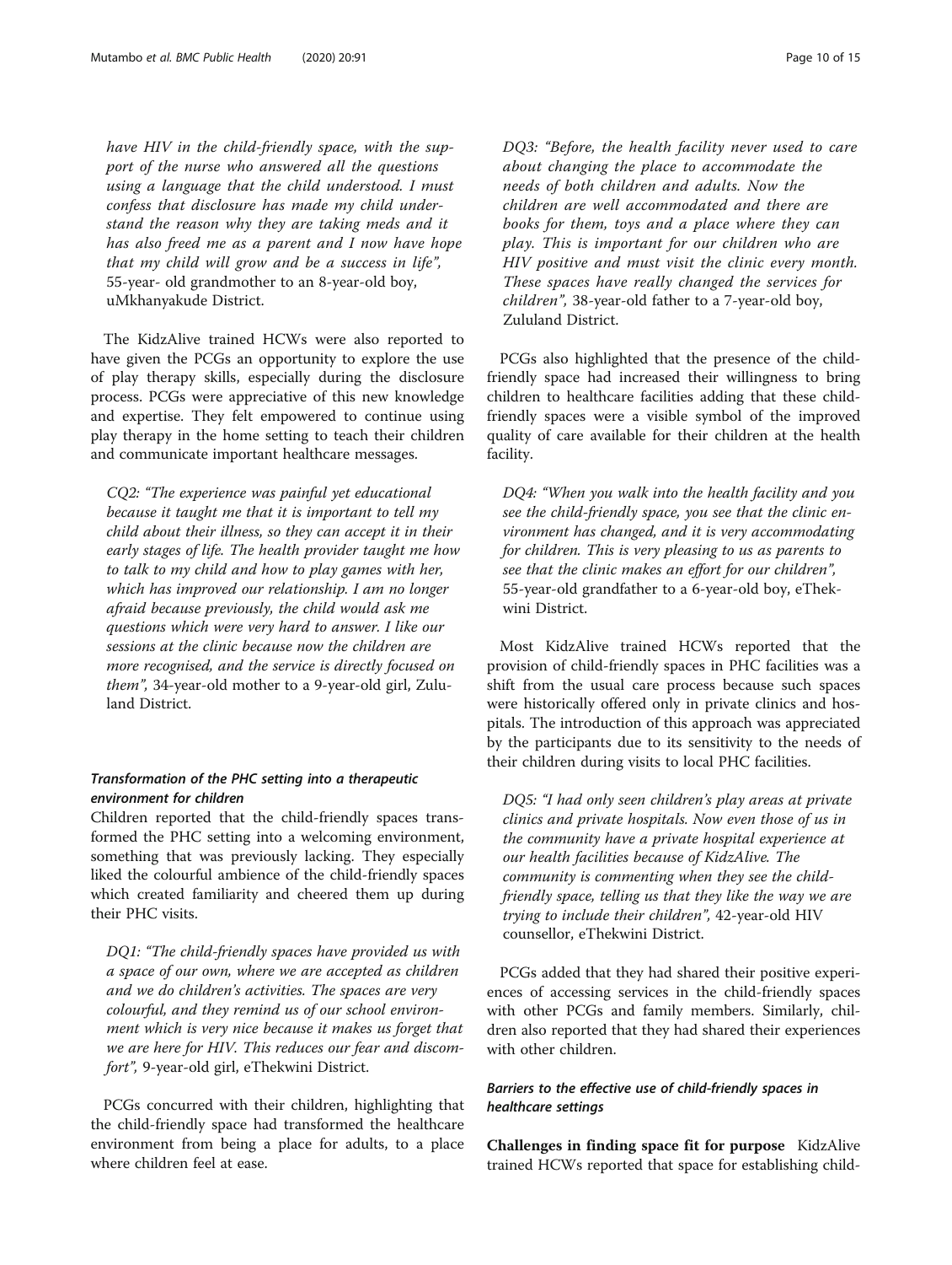*have HIV in the child-friendly space, with the support of the nurse who answered all the questions using a language that the child understood. I must confess that disclosure has made my child understand the reason why they are taking meds and it has also freed me as a parent and I now have hope that my child will grow and be a success in life",* 55-year- old grandmother to an 8-year-old boy, uMkhanyakude District.

The KidzAlive trained HCWs were also reported to have given the PCGs an opportunity to explore the use of play therapy skills, especially during the disclosure process. PCGs were appreciative of this new knowledge and expertise. They felt empowered to continue using play therapy in the home setting to teach their children and communicate important healthcare messages.

> *CQ2: "The experience was painful yet educational because it taught me that it is important to tell my child about their illness, so they can accept it in their early stages of life. The health provider taught me how to talk to my child and how to play games with her, which has improved our relationship. I am no longer afraid because previously, the child would ask me questions which were very hard to answer. I like our sessions at the clinic because now the children are more recognised, and the service is directly focused on them",* 34-year-old mother to a 9-year-old girl, Zululand District.

### *Transformation of the PHC setting into a therapeutic environment for children*

Children reported that the child-friendly spaces transformed the PHC setting into a welcoming environment, something that was previously lacking. They especially liked the colourful ambience of the child-friendly spaces which created familiarity and cheered them up during their PHC visits.

> *DQ1: "The child-friendly spaces have provided us with a space of our own, where we are accepted as children and we do children's activities. The spaces are very colourful, and they remind us of our school environment which is very nice because it makes us forget that we are here for HIV. This reduces our fear and discomfort",* 9-year-old girl, eThekwini District.

PCGs concurred with their children, highlighting that the child-friendly space had transformed the healthcare environment from being a place for adults, to a place where children feel at ease.

> *DQ3: "Before, the health facility never used to care about changing the place to accommodate the needs of both children and adults. Now the children are well accommodated and there are books for them, toys and a place where they can play. This is important for our children who are HIV positive and must visit the clinic every month. These spaces have really changed the services for children",* 38-year-old father to a 7-year-old boy, Zululand District.

PCGs also highlighted that the presence of the child-friendly space had increased their willingness to bring children to healthcare facilities adding that these child-friendly spaces were a visible symbol of the improved quality of care available for their children at the health facility.

> *DQ4: "When you walk into the health facility and you see the child-friendly space, you see that the clinic environment has changed, and it is very accommodating for children. This is very pleasing to us as parents to see that the clinic makes an effort for our children",* 55-year-old grandfather to a 6-year-old boy, eThekwini District.

Most KidzAlive trained HCWs reported that the provision of child-friendly spaces in PHC facilities was a shift from the usual care process because such spaces were historically offered only in private clinics and hospitals. The introduction of this approach was appreciated by the participants due to its sensitivity to the needs of their children during visits to local PHC facilities.

> *DQ5: "I had only seen children's play areas at private clinics and private hospitals. Now even those of us in the community have a private hospital experience at our health facilities because of KidzAlive. The community is commenting when they see the child-friendly space, telling us that they like the way we are trying to include their children",* 42-year-old HIV counsellor, eThekwini District.

PCGs added that they had shared their positive experiences of accessing services in the child-friendly spaces with other PCGs and family members. Similarly, children also reported that they had shared their experiences with other children.

### *Barriers to the effective use of child-friendly spaces in healthcare settings*

**Challenges in finding space fit for purpose** KidzAlive trained HCWs reported that space for establishing child-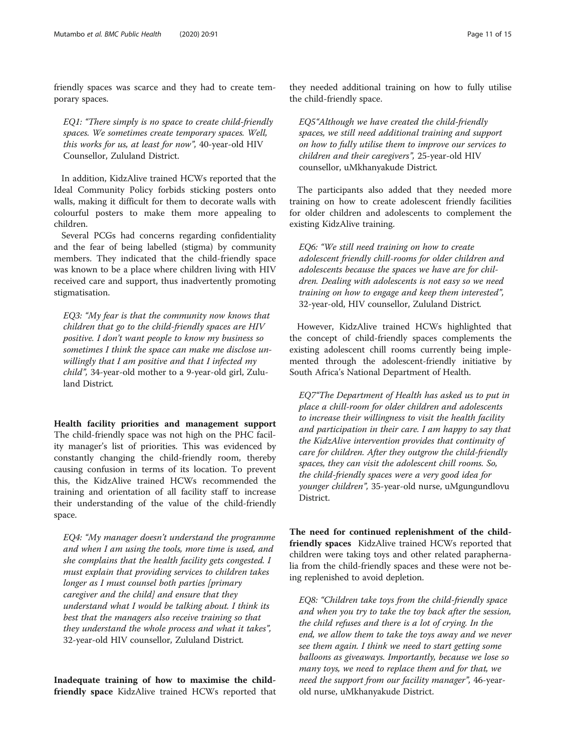friendly spaces was scarce and they had to create temporary spaces.

> *EQ1: "There simply is no space to create child-friendly spaces. We sometimes create temporary spaces. Well, this works for us, at least for now"*, 40-year-old HIV Counsellor, Zululand District.

In addition, KidzAlive trained HCWs reported that the Ideal Community Policy forbids sticking posters onto walls, making it difficult for them to decorate walls with colourful posters to make them more appealing to children.

Several PCGs had concerns regarding confidentiality and the fear of being labelled (stigma) by community members. They indicated that the child-friendly space was known to be a place where children living with HIV received care and support, thus inadvertently promoting stigmatisation.

> *EQ3: "My fear is that the community now knows that children that go to the child-friendly spaces are HIV positive. I don't want people to know my business so sometimes I think the space can make me disclose unwillingly that I am positive and that I infected my child"*, 34-year-old mother to a 9-year-old girl, Zululand District.

**Health facility priorities and management support** The child-friendly space was not high on the PHC facility manager's list of priorities. This was evidenced by constantly changing the child-friendly room, thereby causing confusion in terms of its location. To prevent this, the KidzAlive trained HCWs recommended the training and orientation of all facility staff to increase their understanding of the value of the child-friendly space.

> *EQ4: "My manager doesn't understand the programme and when I am using the tools, more time is used, and she complains that the health facility gets congested. I must explain that providing services to children takes longer as I must counsel both parties [primary caregiver and the child] and ensure that they understand what I would be talking about. I think its best that the managers also receive training so that they understand the whole process and what it takes"*, 32-year-old HIV counsellor, Zululand District.

**Inadequate training of how to maximise the child-friendly space** KidzAlive trained HCWs reported that they needed additional training on how to fully utilise the child-friendly space.

> *EQ5"Although we have created the child-friendly spaces, we still need additional training and support on how to fully utilise them to improve our services to children and their caregivers"*, 25-year-old HIV counsellor, uMkhanyakude District.

The participants also added that they needed more training on how to create adolescent friendly facilities for older children and adolescents to complement the existing KidzAlive training.

> *EQ6: "We still need training on how to create adolescent friendly chill-rooms for older children and adolescents because the spaces we have are for children. Dealing with adolescents is not easy so we need training on how to engage and keep them interested"*, 32-year-old, HIV counsellor, Zululand District.

However, KidzAlive trained HCWs highlighted that the concept of child-friendly spaces complements the existing adolescent chill rooms currently being implemented through the adolescent-friendly initiative by South Africa's National Department of Health.

> *EQ7"The Department of Health has asked us to put in place a chill-room for older children and adolescents to increase their willingness to visit the health facility and participation in their care. I am happy to say that the KidzAlive intervention provides that continuity of care for children. After they outgrow the child-friendly spaces, they can visit the adolescent chill rooms. So, the child-friendly spaces were a very good idea for younger children"*, 35-year-old nurse, uMgungundlovu District.

**The need for continued replenishment of the child-friendly spaces** KidzAlive trained HCWs reported that children were taking toys and other related paraphernalia from the child-friendly spaces and these were not being replenished to avoid depletion.

> *EQ8: "Children take toys from the child-friendly space and when you try to take the toy back after the session, the child refuses and there is a lot of crying. In the end, we allow them to take the toys away and we never see them again. I think we need to start getting some balloons as giveaways. Importantly, because we lose so many toys, we need to replace them and for that, we need the support from our facility manager"*, 46-year-old nurse, uMkhanyakude District.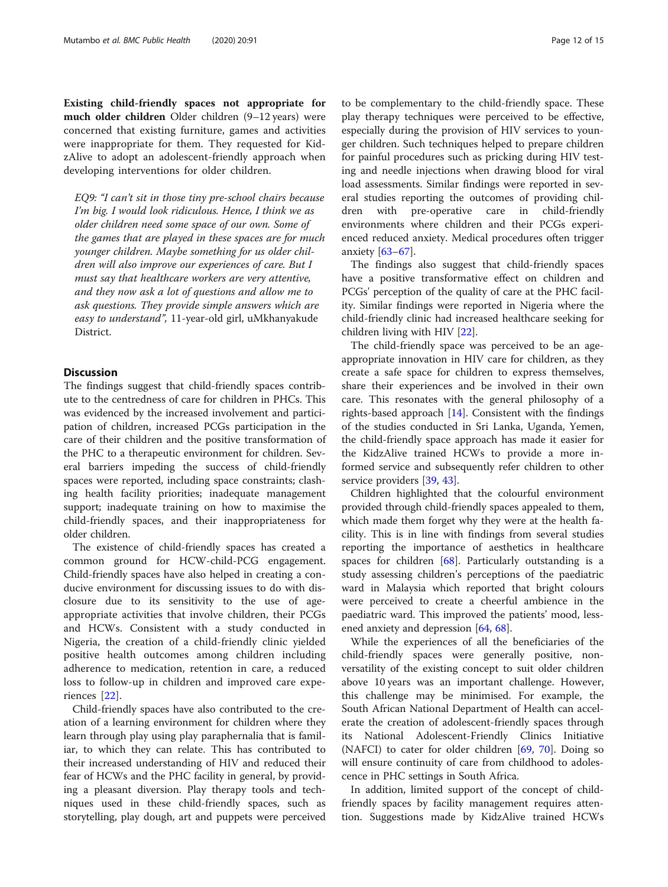**Existing child-friendly spaces not appropriate for much older children** Older children (9–12 years) were concerned that existing furniture, games and activities were inappropriate for them. They requested for KidzAlive to adopt an adolescent-friendly approach when developing interventions for older children.

> *EQ9: "I can't sit in those tiny pre-school chairs because I'm big. I would look ridiculous. Hence, I think we as older children need some space of our own. Some of the games that are played in these spaces are for much younger children. Maybe something for us older children will also improve our experiences of care. But I must say that healthcare workers are very attentive, and they now ask a lot of questions and allow me to ask questions. They provide simple answers which are easy to understand"*, 11-year-old girl, uMkhanyakude District.

## Discussion

The findings suggest that child-friendly spaces contribute to the centredness of care for children in PHCs. This was evidenced by the increased involvement and participation of children, increased PCGs participation in the care of their children and the positive transformation of the PHC to a therapeutic environment for children. Several barriers impeding the success of child-friendly spaces were reported, including space constraints; clashing health facility priorities; inadequate management support; inadequate training on how to maximise the child-friendly spaces, and their inappropriateness for older children.

The existence of child-friendly spaces has created a common ground for HCW-child-PCG engagement. Child-friendly spaces have also helped in creating a conducive environment for discussing issues to do with disclosure due to its sensitivity to the use of age-appropriate activities that involve children, their PCGs and HCWs. Consistent with a study conducted in Nigeria, the creation of a child-friendly clinic yielded positive health outcomes among children including adherence to medication, retention in care, a reduced loss to follow-up in children and improved care experiences [22].

Child-friendly spaces have also contributed to the creation of a learning environment for children where they learn through play using play paraphernalia that is familiar, to which they can relate. This has contributed to their increased understanding of HIV and reduced their fear of HCWs and the PHC facility in general, by providing a pleasant diversion. Play therapy tools and techniques used in these child-friendly spaces, such as storytelling, play dough, art and puppets were perceived to be complementary to the child-friendly space. These play therapy techniques were perceived to be effective, especially during the provision of HIV services to younger children. Such techniques helped to prepare children for painful procedures such as pricking during HIV testing and needle injections when drawing blood for viral load assessments. Similar findings were reported in several studies reporting the outcomes of providing children with pre-operative care in child-friendly environments where children and their PCGs experienced reduced anxiety. Medical procedures often trigger anxiety [63–67].

The findings also suggest that child-friendly spaces have a positive transformative effect on children and PCGs' perception of the quality of care at the PHC facility. Similar findings were reported in Nigeria where the child-friendly clinic had increased healthcare seeking for children living with HIV [22].

The child-friendly space was perceived to be an age-appropriate innovation in HIV care for children, as they create a safe space for children to express themselves, share their experiences and be involved in their own care. This resonates with the general philosophy of a rights-based approach [14]. Consistent with the findings of the studies conducted in Sri Lanka, Uganda, Yemen, the child-friendly space approach has made it easier for the KidzAlive trained HCWs to provide a more informed service and subsequently refer children to other service providers [39, 43].

Children highlighted that the colourful environment provided through child-friendly spaces appealed to them, which made them forget why they were at the health facility. This is in line with findings from several studies reporting the importance of aesthetics in healthcare spaces for children [68]. Particularly outstanding is a study assessing children's perceptions of the paediatric ward in Malaysia which reported that bright colours were perceived to create a cheerful ambience in the paediatric ward. This improved the patients' mood, lessened anxiety and depression [64, 68].

While the experiences of all the beneficiaries of the child-friendly spaces were generally positive, non-versatility of the existing concept to suit older children above 10 years was an important challenge. However, this challenge may be minimised. For example, the South African National Department of Health can accelerate the creation of adolescent-friendly spaces through its National Adolescent-Friendly Clinics Initiative (NAFCI) to cater for older children [69, 70]. Doing so will ensure continuity of care from childhood to adolescence in PHC settings in South Africa.

In addition, limited support of the concept of child-friendly spaces by facility management requires attention. Suggestions made by KidzAlive trained HCWs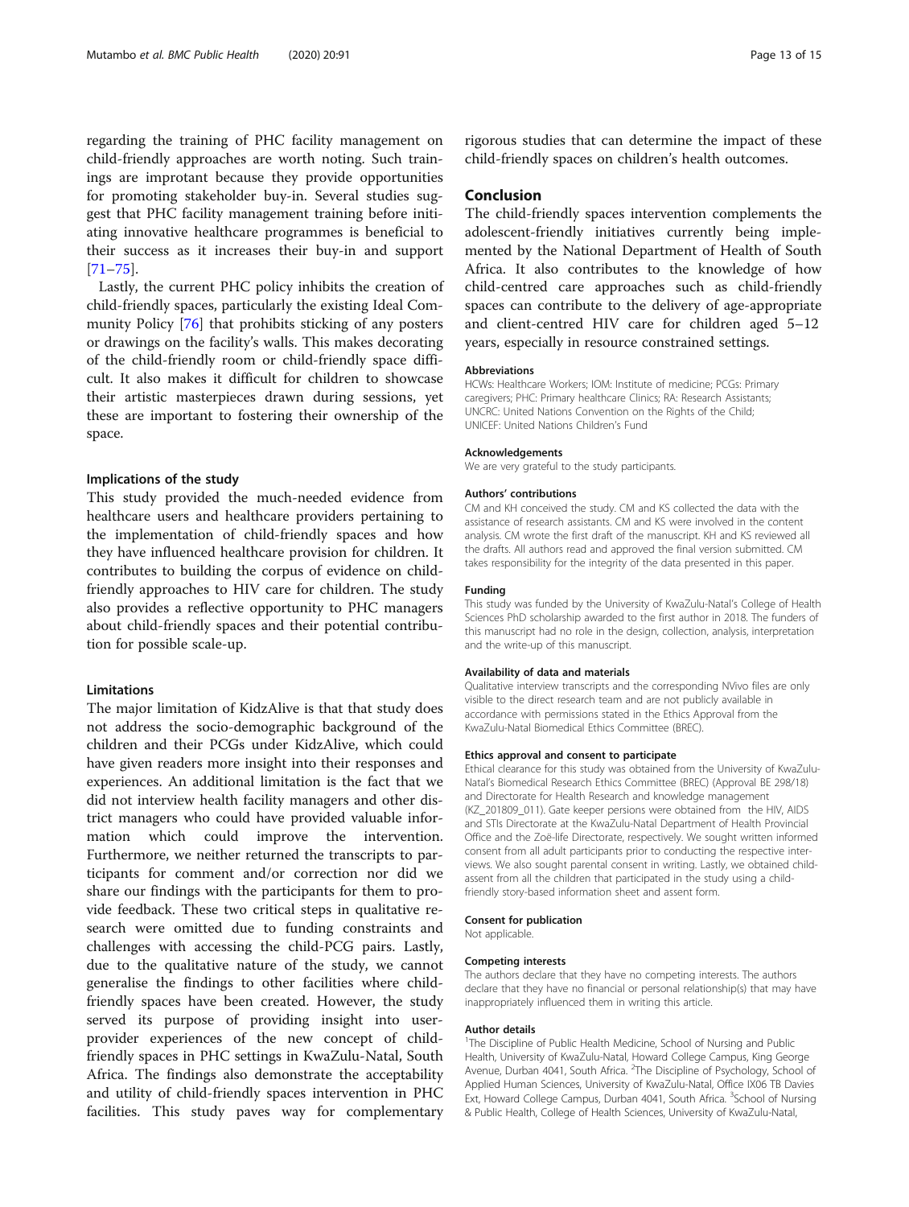regarding the training of PHC facility management on child-friendly approaches are worth noting. Such trainings are improtant because they provide opportunities for promoting stakeholder buy-in. Several studies suggest that PHC facility management training before initiating innovative healthcare programmes is beneficial to their success as it increases their buy-in and support [71–75].

Lastly, the current PHC policy inhibits the creation of child-friendly spaces, particularly the existing Ideal Community Policy [76] that prohibits sticking of any posters or drawings on the facility's walls. This makes decorating of the child-friendly room or child-friendly space difficult. It also makes it difficult for children to showcase their artistic masterpieces drawn during sessions, yet these are important to fostering their ownership of the space.

### Implications of the study

This study provided the much-needed evidence from healthcare users and healthcare providers pertaining to the implementation of child-friendly spaces and how they have influenced healthcare provision for children. It contributes to building the corpus of evidence on child-friendly approaches to HIV care for children. The study also provides a reflective opportunity to PHC managers about child-friendly spaces and their potential contribution for possible scale-up.

### Limitations

The major limitation of KidzAlive is that that study does not address the socio-demographic background of the children and their PCGs under KidzAlive, which could have given readers more insight into their responses and experiences. An additional limitation is the fact that we did not interview health facility managers and other district managers who could have provided valuable information which could improve the intervention. Furthermore, we neither returned the transcripts to participants for comment and/or correction nor did we share our findings with the participants for them to provide feedback. These two critical steps in qualitative research were omitted due to funding constraints and challenges with accessing the child-PCG pairs. Lastly, due to the qualitative nature of the study, we cannot generalise the findings to other facilities where child-friendly spaces have been created. However, the study served its purpose of providing insight into user-provider experiences of the new concept of child-friendly spaces in PHC settings in KwaZulu-Natal, South Africa. The findings also demonstrate the acceptability and utility of child-friendly spaces intervention in PHC facilities. This study paves way for complementary rigorous studies that can determine the impact of these child-friendly spaces on children's health outcomes.

## Conclusion

The child-friendly spaces intervention complements the adolescent-friendly initiatives currently being implemented by the National Department of Health of South Africa. It also contributes to the knowledge of how child-centred care approaches such as child-friendly spaces can contribute to the delivery of age-appropriate and client-centred HIV care for children aged 5–12 years, especially in resource constrained settings.

#### Abbreviations

HCWs: Healthcare Workers; IOM: Institute of medicine; PCGs: Primary caregivers; PHC: Primary healthcare Clinics; RA: Research Assistants; UNCRC: United Nations Convention on the Rights of the Child; UNICEF: United Nations Children's Fund

#### Acknowledgements

We are very grateful to the study participants.

#### Authors' contributions

CM and KH conceived the study. CM and KS collected the data with the assistance of research assistants. CM and KS were involved in the content analysis. CM wrote the first draft of the manuscript. KH and KS reviewed all the drafts. All authors read and approved the final version submitted. CM takes responsibility for the integrity of the data presented in this paper.

#### Funding

This study was funded by the University of KwaZulu-Natal's College of Health Sciences PhD scholarship awarded to the first author in 2018. The funders of this manuscript had no role in the design, collection, analysis, interpretation and the write-up of this manuscript.

#### Availability of data and materials

Qualitative interview transcripts and the corresponding NVivo files are only visible to the direct research team and are not publicly available in accordance with permissions stated in the Ethics Approval from the KwaZulu-Natal Biomedical Ethics Committee (BREC).

#### Ethics approval and consent to participate

Ethical clearance for this study was obtained from the University of KwaZulu-Natal's Biomedical Research Ethics Committee (BREC) (Approval BE 298/18) and Directorate for Health Research and knowledge management (KZ_201809_011). Gate keeper persions were obtained from the HIV, AIDS and STIs Directorate at the KwaZulu-Natal Department of Health Provincial Office and the Zoë-life Directorate, respectively. We sought written informed consent from all adult participants prior to conducting the respective interviews. We also sought parental consent in writing. Lastly, we obtained child-assent from all the children that participated in the study using a child-friendly story-based information sheet and assent form.

#### Consent for publication

Not applicable.

#### Competing interests

The authors declare that they have no competing interests. The authors declare that they have no financial or personal relationship(s) that may have inappropriately influenced them in writing this article.

#### Author details

[1]The Discipline of Public Health Medicine, School of Nursing and Public Health, University of KwaZulu-Natal, Howard College Campus, King George Avenue, Durban 4041, South Africa. [2]The Discipline of Psychology, School of Applied Human Sciences, University of KwaZulu-Natal, Office IX06 TB Davies Ext, Howard College Campus, Durban 4041, South Africa. [3]School of Nursing & Public Health, College of Health Sciences, University of KwaZulu-Natal,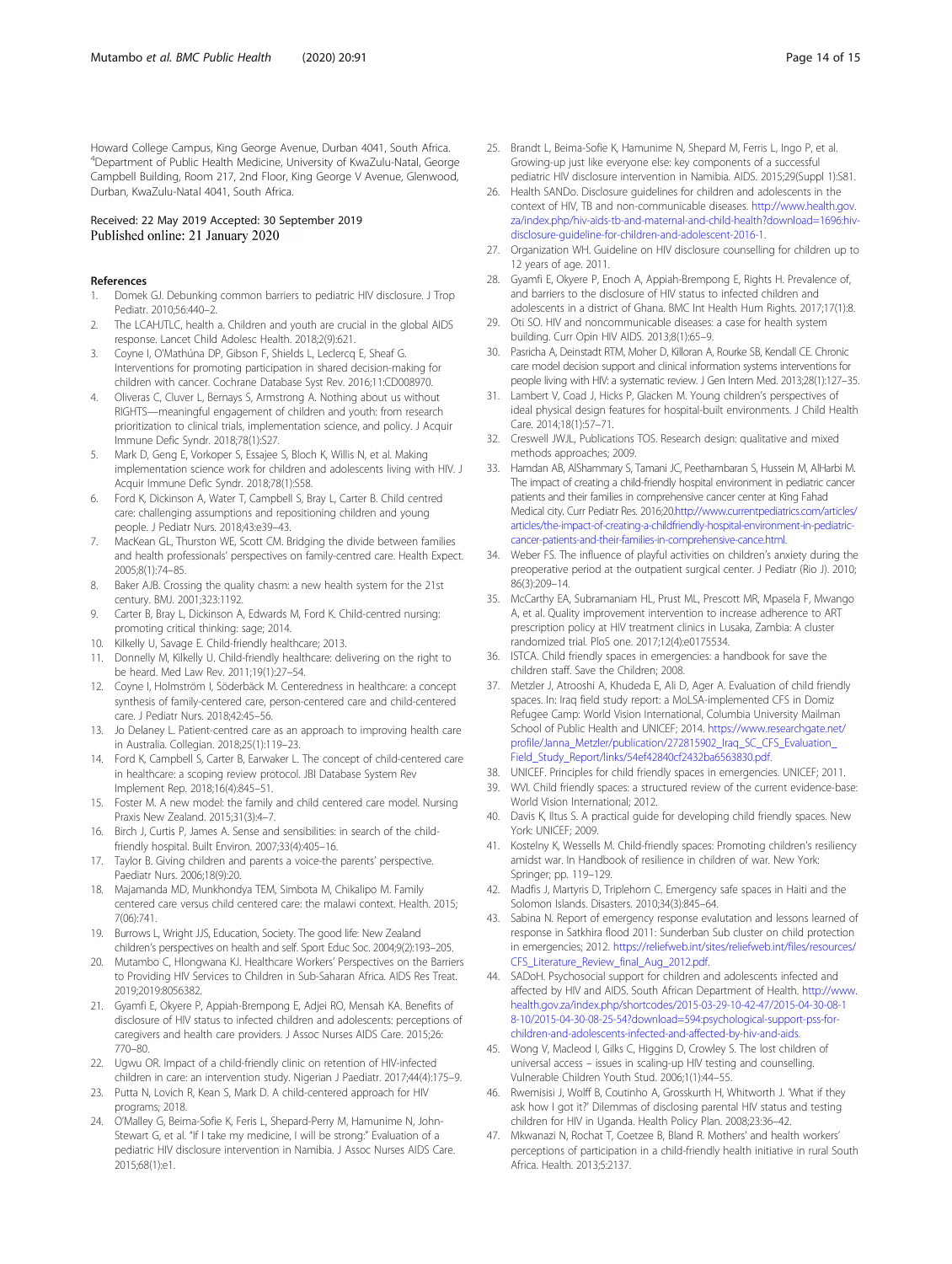Howard College Campus, King George Avenue, Durban 4041, South Africa. [4]Department of Public Health Medicine, University of KwaZulu-Natal, George Campbell Building, Room 217, 2nd Floor, King George V Avenue, Glenwood, Durban, KwaZulu-Natal 4041, South Africa.

Received: 22 May 2019 Accepted: 30 September 2019
Published online: 21 January 2020

## References

1. Domek GJ. Debunking common barriers to pediatric HIV disclosure. J Trop Pediatr. 2010;56:440–2.
2. The LCAHJTLC, health a. Children and youth are crucial in the global AIDS response. Lancet Child Adolesc Health. 2018;2(9):621.
3. Coyne I, O'Mathúna DP, Gibson F, Shields L, Leclercq E, Sheaf G. Interventions for promoting participation in shared decision-making for children with cancer. Cochrane Database Syst Rev. 2016;11:CD008970.
4. Oliveras C, Cluver L, Bernays S, Armstrong A. Nothing about us without RIGHTS—meaningful engagement of children and youth: from research prioritization to clinical trials, implementation science, and policy. J Acquir Immune Defic Syndr. 2018;78(1):S27.
5. Mark D, Geng E, Vorkoper S, Essajee S, Bloch K, Willis N, et al. Making implementation science work for children and adolescents living with HIV. J Acquir Immune Defic Syndr. 2018;78(1):S58.
6. Ford K, Dickinson A, Water T, Campbell S, Bray L, Carter B. Child centred care: challenging assumptions and repositioning children and young people. J Pediatr Nurs. 2018;43:e39–43.
7. MacKean GL, Thurston WE, Scott CM. Bridging the divide between families and health professionals' perspectives on family-centred care. Health Expect. 2005;8(1):74–85.
8. Baker AJB. Crossing the quality chasm: a new health system for the 21st century. BMJ. 2001;323:1192.
9. Carter B, Bray L, Dickinson A, Edwards M, Ford K. Child-centred nursing: promoting critical thinking: sage; 2014.
10. Kilkelly U, Savage E. Child-friendly healthcare; 2013.
11. Donnelly M, Kilkelly U. Child-friendly healthcare: delivering on the right to be heard. Med Law Rev. 2011;19(1):27–54.
12. Coyne I, Holmström I, Söderbäck M. Centeredness in healthcare: a concept synthesis of family-centered care, person-centered care and child-centered care. J Pediatr Nurs. 2018;42:45–56.
13. Jo Delaney L. Patient-centred care as an approach to improving health care in Australia. Collegian. 2018;25(1):119–23.
14. Ford K, Campbell S, Carter B, Earwaker L. The concept of child-centered care in healthcare: a scoping review protocol. JBI Database System Rev Implement Rep. 2018;16(4):845–51.
15. Foster M. A new model: the family and child centered care model. Nursing Praxis New Zealand. 2015;31(3):4–7.
16. Birch J, Curtis P, James A. Sense and sensibilities: in search of the child-friendly hospital. Built Environ. 2007;33(4):405–16.
17. Taylor B. Giving children and parents a voice-the parents' perspective. Paediatr Nurs. 2006;18(9):20.
18. Majamanda MD, Munkhondya TEM, Simbota M, Chikalipo M. Family centered care versus child centered care: the malawi context. Health. 2015; 7(06):741.
19. Burrows L, Wright JJS, Education, Society. The good life: New Zealand children's perspectives on health and self. Sport Educ Soc. 2004;9(2):193–205.
20. Mutambo C, Hlongwana KJ. Healthcare Workers' Perspectives on the Barriers to Providing HIV Services to Children in Sub-Saharan Africa. AIDS Res Treat. 2019;2019:8056382.
21. Gyamfi E, Okyere P, Appiah-Brempong E, Adjei RO, Mensah KA. Benefits of disclosure of HIV status to infected children and adolescents: perceptions of caregivers and health care providers. J Assoc Nurses AIDS Care. 2015;26: 770–80.
22. Ugwu OR. Impact of a child-friendly clinic on retention of HIV-infected children in care: an intervention study. Nigerian J Paediatr. 2017;44(4):175–9.
23. Putta N, Lovich R, Kean S, Mark D. A child-centered approach for HIV programs; 2018.
24. O'Malley G, Beima-Sofie K, Feris L, Shepard-Perry M, Hamunime N, John-Stewart G, et al. "If I take my medicine, I will be strong:" Evaluation of a pediatric HIV disclosure intervention in Namibia. J Assoc Nurses AIDS Care. 2015;68(1):e1.
25. Brandt L, Beima-Sofie K, Hamunime N, Shepard M, Ferris L, Ingo P, et al. Growing-up just like everyone else: key components of a successful pediatric HIV disclosure intervention in Namibia. AIDS. 2015;29(Suppl 1):S81.
26. Health SANDo. Disclosure guidelines for children and adolescents in the context of HIV, TB and non-communicable diseases. http://www.health.gov.za/index.php/hiv-aids-tb-and-maternal-and-child-health?download=1696:hiv-disclosure-guideline-for-children-and-adolescent-2016-1.
27. Organization WH. Guideline on HIV disclosure counselling for children up to 12 years of age. 2011.
28. Gyamfi E, Okyere P, Enoch A, Appiah-Brempong E, Rights H. Prevalence of, and barriers to the disclosure of HIV status to infected children and adolescents in a district of Ghana. BMC Int Health Hum Rights. 2017;17(1):8.
29. Oti SO. HIV and noncommunicable diseases: a case for health system building. Curr Opin HIV AIDS. 2013;8(1):65–9.
30. Pasricha A, Deinstadt RTM, Moher D, Killoran A, Rourke SB, Kendall CE. Chronic care model decision support and clinical information systems interventions for people living with HIV: a systematic review. J Gen Intern Med. 2013;28(1):127–35.
31. Lambert V, Coad J, Hicks P, Glacken M. Young children's perspectives of ideal physical design features for hospital-built environments. J Child Health Care. 2014;18(1):57–71.
32. Creswell JWJL, Publications TOS. Research design: qualitative and mixed methods approaches; 2009.
33. Hamdan AB, AlShammary S, Tamani JC, Peethambaran S, Hussein M, AlHarbi M. The impact of creating a child-friendly hospital environment in pediatric cancer patients and their families in comprehensive cancer center at King Fahad Medical city. Curr Pediatr Res. 2016;20.http://www.currentpediatrics.com/articles/articles/the-impact-of-creating-a-childfriendly-hospital-environment-in-pediatric-cancer-patients-and-their-families-in-comprehensive-cance.html.
34. Weber FS. The influence of playful activities on children's anxiety during the preoperative period at the outpatient surgical center. J Pediatr (Rio J). 2010; 86(3):209–14.
35. McCarthy EA, Subramaniam HL, Prust ML, Prescott MR, Mpasela F, Mwango A, et al. Quality improvement intervention to increase adherence to ART prescription policy at HIV treatment clinics in Lusaka, Zambia: A cluster randomized trial. PloS one. 2017;12(4):e0175534.
36. ISTCA. Child friendly spaces in emergencies: a handbook for save the children staff. Save the Children; 2008.
37. Metzler J, Atrooshi A, Khudeda E, Ali D, Ager A. Evaluation of child friendly spaces. In: Iraq field study report: a MoLSA-implemented CFS in Domiz Refugee Camp: World Vision International, Columbia University Mailman School of Public Health and UNICEF; 2014. https://www.researchgate.net/profile/Janna_Metzler/publication/272815902_Iraq_SC_CFS_Evaluation_Field_Study_Report/links/54ef42840cf2432ba6563830.pdf.
38. UNICEF. Principles for child friendly spaces in emergencies. UNICEF; 2011.
39. WVI. Child friendly spaces: a structured review of the current evidence-base: World Vision International; 2012.
40. Davis K, Iltus S. A practical guide for developing child friendly spaces. New York: UNICEF; 2009.
41. Kostelny K, Wessells M. Child-friendly spaces: Promoting children's resiliency amidst war. In Handbook of resilience in children of war. New York: Springer; pp. 119–129.
42. Madfis J, Martyris D, Triplehorn C. Emergency safe spaces in Haiti and the Solomon Islands. Disasters. 2010;34(3):845–64.
43. Sabina N. Report of emergency response evalutation and lessons learned of response in Satkhira flood 2011: Sunderban Sub cluster on child protection in emergencies; 2012. https://reliefweb.int/sites/reliefweb.int/files/resources/CFS_Literature_Review_final_Aug_2012.pdf.
44. SADoH. Psychosocial support for children and adolescents infected and affected by HIV and AIDS. South African Department of Health. http://www.health.gov.za/index.php/shortcodes/2015-03-29-10-42-47/2015-04-30-08-18-10/2015-04-30-08-25-54?download=594:psychological-support-pss-for-children-and-adolescents-infected-and-affected-by-hiv-and-aids.
45. Wong V, Macleod I, Gilks C, Higgins D, Crowley S. The lost children of universal access – issues in scaling-up HIV testing and counselling. Vulnerable Children Youth Stud. 2006;1(1):44–55.
46. Rwemisisi J, Wolff B, Coutinho A, Grosskurth H, Whitworth J. 'What if they ask how I got it?' Dilemmas of disclosing parental HIV status and testing children for HIV in Uganda. Health Policy Plan. 2008;23:36–42.
47. Mkwanazi N, Rochat T, Coetzee B, Bland R. Mothers' and health workers' perceptions of participation in a child-friendly health initiative in rural South Africa. Health. 2013;5:2137.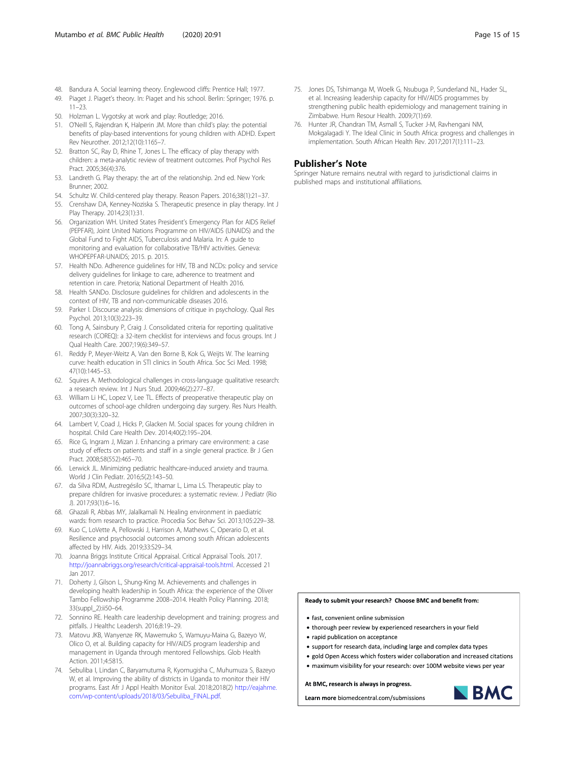48. Bandura A. Social learning theory. Englewood cliffs: Prentice Hall; 1977.
49. Piaget J. Piaget's theory. In: Piaget and his school. Berlin: Springer; 1976. p. 11–23.
50. Holzman L. Vygotsky at work and play: Routledge; 2016.
51. O'Neill S, Rajendran K, Halperin JM. More than child's play: the potential benefits of play-based interventions for young children with ADHD. Expert Rev Neurother. 2012;12(10):1165–7.
52. Bratton SC, Ray D, Rhine T, Jones L. The efficacy of play therapy with children: a meta-analytic review of treatment outcomes. Prof Psychol Res Pract. 2005;36(4):376.
53. Landreth G. Play therapy: the art of the relationship. 2nd ed. New York: Brunner; 2002.
54. Schultz W. Child-centered play therapy. Reason Papers. 2016;38(1):21–37.
55. Crenshaw DA, Kenney-Noziska S. Therapeutic presence in play therapy. Int J Play Therapy. 2014;23(1):31.
56. Organization WH. United States President's Emergency Plan for AIDS Relief (PEPFAR), Joint United Nations Programme on HIV/AIDS (UNAIDS) and the Global Fund to Fight AIDS, Tuberculosis and Malaria. In: A guide to monitoring and evaluation for collaborative TB/HIV activities. Geneva: WHOPEPFAR-UNAIDS; 2015. p. 2015.
57. Health NDo. Adherence guidelines for HIV, TB and NCDs: policy and service delivery guidelines for linkage to care, adherence to treatment and retention in care. Pretoria; National Department of Health 2016.
58. Health SANDo. Disclosure guidelines for children and adolescents in the context of HIV, TB and non-communicable diseases 2016.
59. Parker I. Discourse analysis: dimensions of critique in psychology. Qual Res Psychol. 2013;10(3):223–39.
60. Tong A, Sainsbury P, Craig J. Consolidated criteria for reporting qualitative research (COREQ): a 32-item checklist for interviews and focus groups. Int J Qual Health Care. 2007;19(6):349–57.
61. Reddy P, Meyer-Weitz A, Van den Borne B, Kok G, Weijts W. The learning curve: health education in STI clinics in South Africa. Soc Sci Med. 1998; 47(10):1445–53.
62. Squires A. Methodological challenges in cross-language qualitative research: a research review. Int J Nurs Stud. 2009;46(2):277–87.
63. William Li HC, Lopez V, Lee TL. Effects of preoperative therapeutic play on outcomes of school-age children undergoing day surgery. Res Nurs Health. 2007;30(3):320–32.
64. Lambert V, Coad J, Hicks P, Glacken M. Social spaces for young children in hospital. Child Care Health Dev. 2014;40(2):195–204.
65. Rice G, Ingram J, Mizan J. Enhancing a primary care environment: a case study of effects on patients and staff in a single general practice. Br J Gen Pract. 2008;58(552):465–70.
66. Lerwick JL. Minimizing pediatric healthcare-induced anxiety and trauma. World J Clin Pediatr. 2016;5(2):143–50.
67. da Silva RDM, Austregésilo SC, Ithamar L, Lima LS. Therapeutic play to prepare children for invasive procedures: a systematic review. J Pediatr (Rio J). 2017;93(1):6–16.
68. Ghazali R, Abbas MY, Jalalkamali N. Healing environment in paediatric wards: from research to practice. Procedia Soc Behav Sci. 2013;105:229–38.
69. Kuo C, LoVette A, Pellowski J, Harrison A, Mathews C, Operario D, et al. Resilience and psychosocial outcomes among south African adolescents affected by HIV. Aids. 2019;33:S29–34.
70. Joanna Briggs Institute Critical Appraisal. Critical Appraisal Tools. 2017. http://joannabriggs.org/research/critical-appraisal-tools.html. Accessed 21 Jan 2017.
71. Doherty J, Gilson L, Shung-King M. Achievements and challenges in developing health leadership in South Africa: the experience of the Oliver Tambo Fellowship Programme 2008–2014. Health Policy Planning. 2018; 33(suppl_2):ii50–64.
72. Sonnino RE. Health care leadership development and training: progress and pitfalls. J Healthc Leadersh. 2016;8:19–29.
73. Matovu JKB, Wanyenze RK, Mawemuko S, Wamuyu-Maina G, Bazeyo W, Olico O, et al. Building capacity for HIV/AIDS program leadership and management in Uganda through mentored Fellowships. Glob Health Action. 2011;4:5815.
74. Sebuliba I, Lindan C, Baryamutuma R, Kyomugisha C, Muhumuza S, Bazeyo W, et al. Improving the ability of districts in Uganda to monitor their HIV programs. East Afr J Appl Health Monitor Eval. 2018;2018(2) http://eajahme.com/wp-content/uploads/2018/03/Sebuliba_FINAL.pdf.
75. Jones DS, Tshimanga M, Woelk G, Nsubuga P, Sunderland NL, Hader SL, et al. Increasing leadership capacity for HIV/AIDS programmes by strengthening public health epidemiology and management training in Zimbabwe. Hum Resour Health. 2009;7(1):69.
76. Hunter JR, Chandran TM, Asmall S, Tucker J-M, Ravhengani NM, Mokgalagadi Y. The Ideal Clinic in South Africa: progress and challenges in implementation. South African Health Rev. 2017;2017(1):111–23.

## Publisher's Note

Springer Nature remains neutral with regard to jurisdictional claims in published maps and institutional affiliations.

**Ready to submit your research? Choose BMC and benefit from:**

- fast, convenient online submission
- thorough peer review by experienced researchers in your field
- rapid publication on acceptance
- support for research data, including large and complex data types
- gold Open Access which fosters wider collaboration and increased citations
- maximum visibility for your research: over 100M website views per year

**At BMC, research is always in progress.**

**Learn more** biomedcentral.com/submissions

BMC